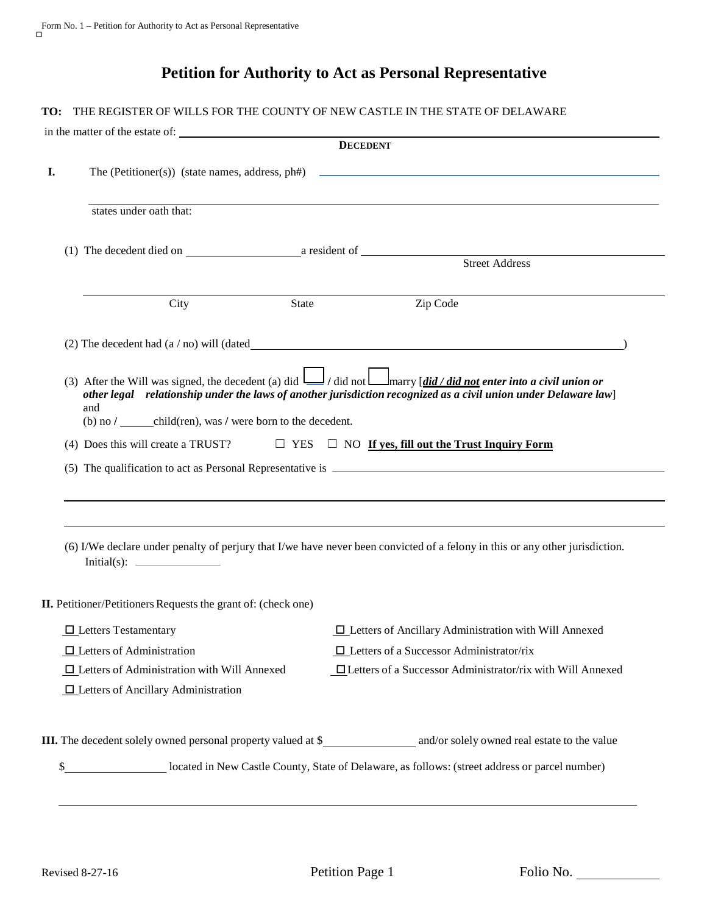# Petition for Authority to Act as Personal Representative

**TO:** THE REGISTER OF WILLS FOR THE COUNTY OF NEW CASTLE IN THE STATE OF DELAWARE

in the matter of the estate of: ______________________________________________

**DECEDENT**

**I.** The (Petitioner(s)) (state names, address, ph#) ______________________________________________

______________________________________________

states under oath that:

(1) The decedent died on ____________________ a resident of ______________________________________________
Street Address

______________________________________________
City  State  Zip Code

(2) The decedent had (a / no) will (dated______________________________________________)

(3) After the Will was signed, the decedent (a) did ☐ / did not ☐ marry [***did / did not*** ***enter into a civil union or other legal relationship under the laws of another jurisdiction recognized as a civil union under Delaware law***] and
(b) no / ______child(ren), was / were born to the decedent.

(4) Does this will create a TRUST? ☐ YES ☐ NO **If yes, fill out the Trust Inquiry Form**

(5) The qualification to act as Personal Representative is ______________________________________________

______________________________________________

______________________________________________

(6) I/We declare under penalty of perjury that I/we have never been convicted of a felony in this or any other jurisdiction.
Initial(s): ______________

**II.** Petitioner/Petitioners Requests the grant of: (check one)

- ☐ Letters Testamentary
- ☐ Letters of Administration
- ☐ Letters of Administration with Will Annexed
- ☐ Letters of Ancillary Administration
- ☐ Letters of Ancillary Administration with Will Annexed
- ☐ Letters of a Successor Administrator/rix
- ☐ Letters of a Successor Administrator/rix with Will Annexed

**III.** The decedent solely owned personal property valued at $_______________ and/or solely owned real estate to the value

$_______________ located in New Castle County, State of Delaware, as follows: (street address or parcel number)

______________________________________________

Revised 8-27-16

Folio No. ____________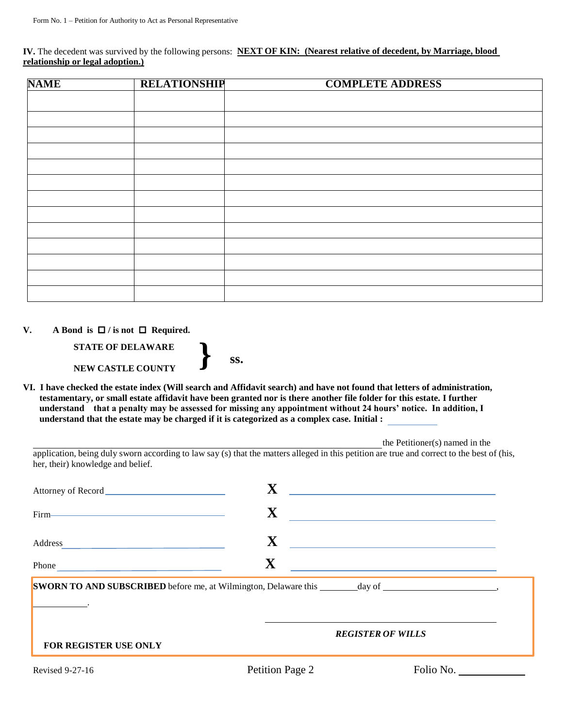**IV.** The decedent was survived by the following persons: **NEXT OF KIN: (Nearest relative of decedent, by Marriage, blood relationship or legal adoption.)**

| NAME | RELATIONSHIP | COMPLETE ADDRESS |
| --- | --- | --- |
| | | |
| | | |
| | | |
| | | |
| | | |
| | | |
| | | |
| | | |
| | | |
| | | |
| | | |
| | | |
| | | |

**V.** **A Bond is ☐ / is not ☐ Required.**

**STATE OF DELAWARE**
**NEW CASTLE COUNTY** } **ss.**

**VI. I have checked the estate index (Will search and Affidavit search) and have not found that letters of administration, testamentary, or small estate affidavit have been granted nor is there another file folder for this estate. I further understand that a penalty may be assessed for missing any appointment without 24 hours' notice. In addition, I understand that the estate may be charged if it is categorized as a complex case. Initial :** __________

______________________________________________ the Petitioner(s) named in the application, being duly sworn according to law say (s) that the matters alleged in this petition are true and correct to the best of (his, her, their) knowledge and belief.

Attorney of Record ____________________ **X** ______________________________

Firm ____________________ **X** ______________________________

Address ____________________ **X** ______________________________

Phone ____________________ **X** ______________________________

**SWORN TO AND SUBSCRIBED** before me, at Wilmington, Delaware this ________ day of ____________________, __________.

______________________________

*REGISTER OF WILLS*

**FOR REGISTER USE ONLY**

Revised 9-27-16

Folio No. __________